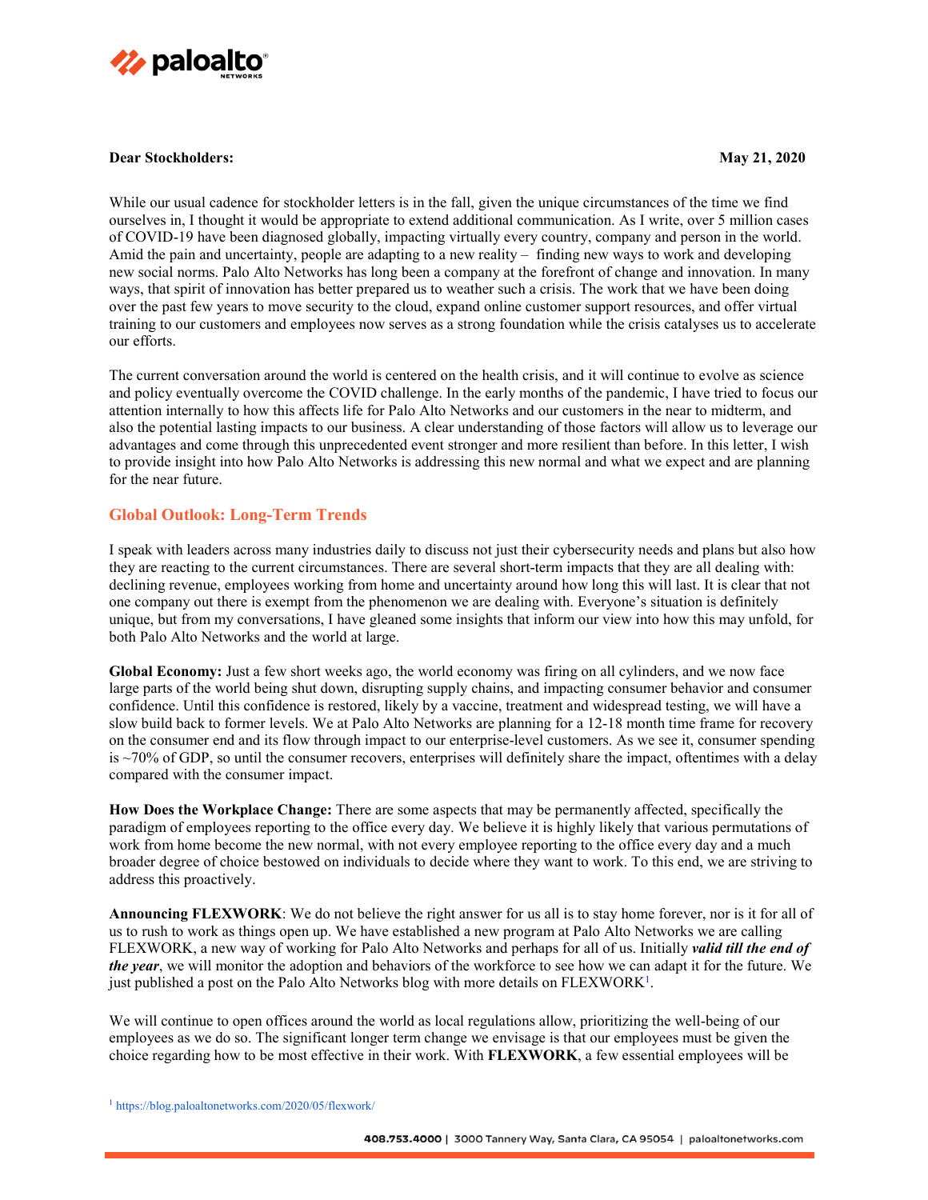**Dear Stockholders:** **May 21, 2020**

While our usual cadence for stockholder letters is in the fall, given the unique circumstances of the time we find ourselves in, I thought it would be appropriate to extend additional communication. As I write, over 5 million cases of COVID-19 have been diagnosed globally, impacting virtually every country, company and person in the world. Amid the pain and uncertainty, people are adapting to a new reality – finding new ways to work and developing new social norms. Palo Alto Networks has long been a company at the forefront of change and innovation. In many ways, that spirit of innovation has better prepared us to weather such a crisis. The work that we have been doing over the past few years to move security to the cloud, expand online customer support resources, and offer virtual training to our customers and employees now serves as a strong foundation while the crisis catalyses us to accelerate our efforts.

The current conversation around the world is centered on the health crisis, and it will continue to evolve as science and policy eventually overcome the COVID challenge. In the early months of the pandemic, I have tried to focus our attention internally to how this affects life for Palo Alto Networks and our customers in the near to midterm, and also the potential lasting impacts to our business. A clear understanding of those factors will allow us to leverage our advantages and come through this unprecedented event stronger and more resilient than before. In this letter, I wish to provide insight into how Palo Alto Networks is addressing this new normal and what we expect and are planning for the near future.

## Global Outlook: Long-Term Trends

I speak with leaders across many industries daily to discuss not just their cybersecurity needs and plans but also how they are reacting to the current circumstances. There are several short-term impacts that they are all dealing with: declining revenue, employees working from home and uncertainty around how long this will last. It is clear that not one company out there is exempt from the phenomenon we are dealing with. Everyone's situation is definitely unique, but from my conversations, I have gleaned some insights that inform our view into how this may unfold, for both Palo Alto Networks and the world at large.

**Global Economy:** Just a few short weeks ago, the world economy was firing on all cylinders, and we now face large parts of the world being shut down, disrupting supply chains, and impacting consumer behavior and consumer confidence. Until this confidence is restored, likely by a vaccine, treatment and widespread testing, we will have a slow build back to former levels. We at Palo Alto Networks are planning for a 12-18 month time frame for recovery on the consumer end and its flow through impact to our enterprise-level customers. As we see it, consumer spending is ~70% of GDP, so until the consumer recovers, enterprises will definitely share the impact, oftentimes with a delay compared with the consumer impact.

**How Does the Workplace Change:** There are some aspects that may be permanently affected, specifically the paradigm of employees reporting to the office every day. We believe it is highly likely that various permutations of work from home become the new normal, with not every employee reporting to the office every day and a much broader degree of choice bestowed on individuals to decide where they want to work. To this end, we are striving to address this proactively.

**Announcing FLEXWORK**: We do not believe the right answer for us all is to stay home forever, nor is it for all of us to rush to work as things open up. We have established a new program at Palo Alto Networks we are calling FLEXWORK, a new way of working for Palo Alto Networks and perhaps for all of us. Initially ***valid till the end of the year***, we will monitor the adoption and behaviors of the workforce to see how we can adapt it for the future. We just published a post on the Palo Alto Networks blog with more details on FLEXWORK[1].

We will continue to open offices around the world as local regulations allow, prioritizing the well-being of our employees as we do so. The significant longer term change we envisage is that our employees must be given the choice regarding how to be most effective in their work. With **FLEXWORK**, a few essential employees will be

[1] https://blog.paloaltonetworks.com/2020/05/flexwork/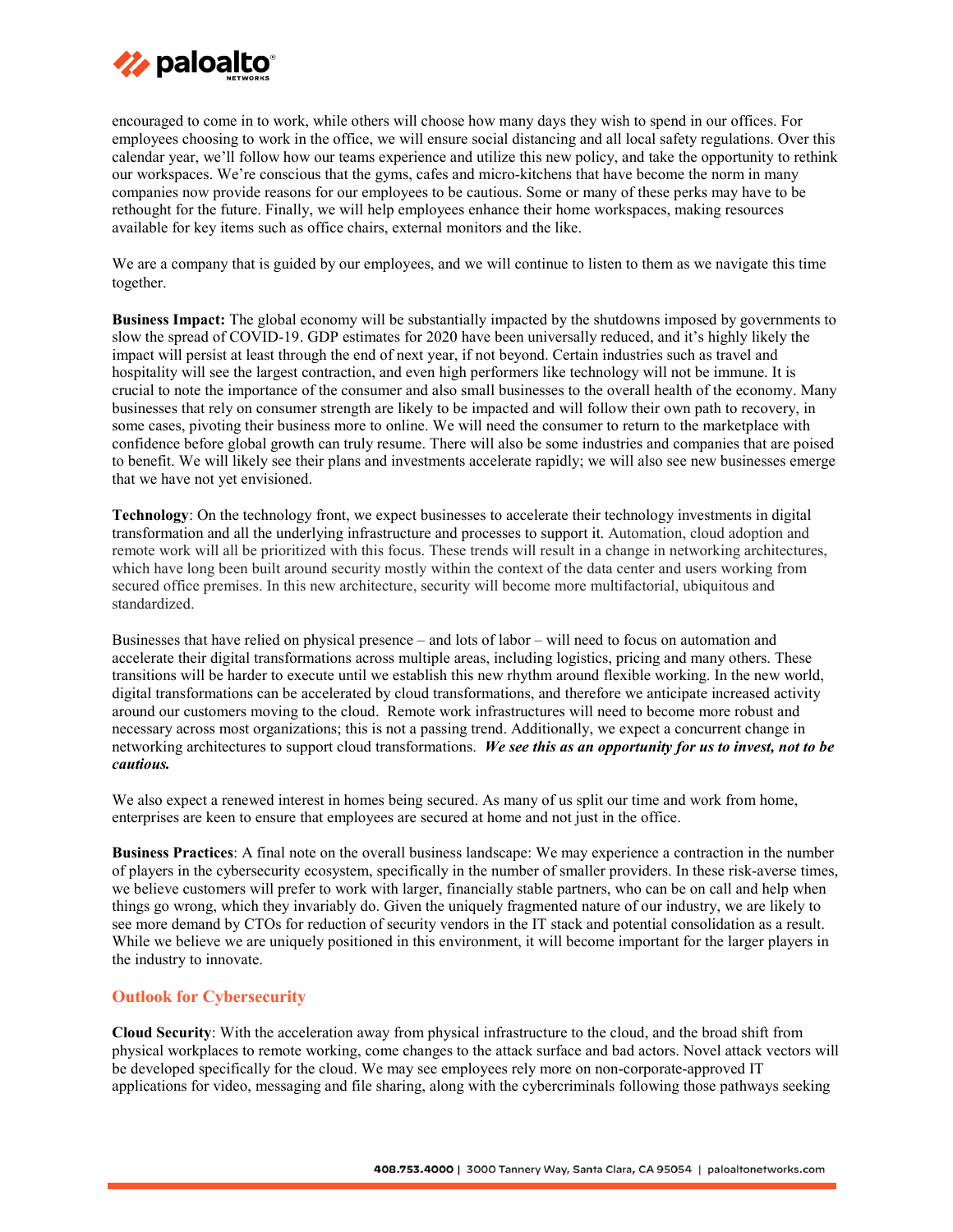encouraged to come in to work, while others will choose how many days they wish to spend in our offices. For employees choosing to work in the office, we will ensure social distancing and all local safety regulations. Over this calendar year, we'll follow how our teams experience and utilize this new policy, and take the opportunity to rethink our workspaces. We're conscious that the gyms, cafes and micro-kitchens that have become the norm in many companies now provide reasons for our employees to be cautious. Some or many of these perks may have to be rethought for the future. Finally, we will help employees enhance their home workspaces, making resources available for key items such as office chairs, external monitors and the like.

We are a company that is guided by our employees, and we will continue to listen to them as we navigate this time together.

**Business Impact:** The global economy will be substantially impacted by the shutdowns imposed by governments to slow the spread of COVID-19. GDP estimates for 2020 have been universally reduced, and it's highly likely the impact will persist at least through the end of next year, if not beyond. Certain industries such as travel and hospitality will see the largest contraction, and even high performers like technology will not be immune. It is crucial to note the importance of the consumer and also small businesses to the overall health of the economy. Many businesses that rely on consumer strength are likely to be impacted and will follow their own path to recovery, in some cases, pivoting their business more to online. We will need the consumer to return to the marketplace with confidence before global growth can truly resume. There will also be some industries and companies that are poised to benefit. We will likely see their plans and investments accelerate rapidly; we will also see new businesses emerge that we have not yet envisioned.

**Technology**: On the technology front, we expect businesses to accelerate their technology investments in digital transformation and all the underlying infrastructure and processes to support it. Automation, cloud adoption and remote work will all be prioritized with this focus. These trends will result in a change in networking architectures, which have long been built around security mostly within the context of the data center and users working from secured office premises. In this new architecture, security will become more multifactorial, ubiquitous and standardized.

Businesses that have relied on physical presence – and lots of labor – will need to focus on automation and accelerate their digital transformations across multiple areas, including logistics, pricing and many others. These transitions will be harder to execute until we establish this new rhythm around flexible working. In the new world, digital transformations can be accelerated by cloud transformations, and therefore we anticipate increased activity around our customers moving to the cloud. Remote work infrastructures will need to become more robust and necessary across most organizations; this is not a passing trend. Additionally, we expect a concurrent change in networking architectures to support cloud transformations. ***We see this as an opportunity for us to invest, not to be cautious.***

We also expect a renewed interest in homes being secured. As many of us split our time and work from home, enterprises are keen to ensure that employees are secured at home and not just in the office.

**Business Practices**: A final note on the overall business landscape: We may experience a contraction in the number of players in the cybersecurity ecosystem, specifically in the number of smaller providers. In these risk-averse times, we believe customers will prefer to work with larger, financially stable partners, who can be on call and help when things go wrong, which they invariably do. Given the uniquely fragmented nature of our industry, we are likely to see more demand by CTOs for reduction of security vendors in the IT stack and potential consolidation as a result. While we believe we are uniquely positioned in this environment, it will become important for the larger players in the industry to innovate.

## Outlook for Cybersecurity

**Cloud Security**: With the acceleration away from physical infrastructure to the cloud, and the broad shift from physical workplaces to remote working, come changes to the attack surface and bad actors. Novel attack vectors will be developed specifically for the cloud. We may see employees rely more on non-corporate-approved IT applications for video, messaging and file sharing, along with the cybercriminals following those pathways seeking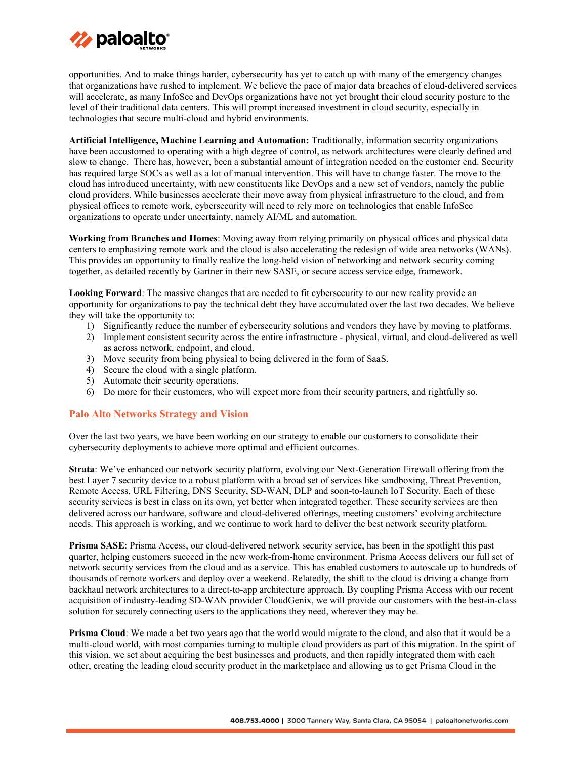opportunities. And to make things harder, cybersecurity has yet to catch up with many of the emergency changes that organizations have rushed to implement. We believe the pace of major data breaches of cloud-delivered services will accelerate, as many InfoSec and DevOps organizations have not yet brought their cloud security posture to the level of their traditional data centers. This will prompt increased investment in cloud security, especially in technologies that secure multi-cloud and hybrid environments.

**Artificial Intelligence, Machine Learning and Automation:** Traditionally, information security organizations have been accustomed to operating with a high degree of control, as network architectures were clearly defined and slow to change. There has, however, been a substantial amount of integration needed on the customer end. Security has required large SOCs as well as a lot of manual intervention. This will have to change faster. The move to the cloud has introduced uncertainty, with new constituents like DevOps and a new set of vendors, namely the public cloud providers. While businesses accelerate their move away from physical infrastructure to the cloud, and from physical offices to remote work, cybersecurity will need to rely more on technologies that enable InfoSec organizations to operate under uncertainty, namely AI/ML and automation.

**Working from Branches and Homes**: Moving away from relying primarily on physical offices and physical data centers to emphasizing remote work and the cloud is also accelerating the redesign of wide area networks (WANs). This provides an opportunity to finally realize the long-held vision of networking and network security coming together, as detailed recently by Gartner in their new SASE, or secure access service edge, framework.

**Looking Forward**: The massive changes that are needed to fit cybersecurity to our new reality provide an opportunity for organizations to pay the technical debt they have accumulated over the last two decades. We believe they will take the opportunity to:

1) Significantly reduce the number of cybersecurity solutions and vendors they have by moving to platforms.
2) Implement consistent security across the entire infrastructure - physical, virtual, and cloud-delivered as well as across network, endpoint, and cloud.
3) Move security from being physical to being delivered in the form of SaaS.
4) Secure the cloud with a single platform.
5) Automate their security operations.
6) Do more for their customers, who will expect more from their security partners, and rightfully so.

## Palo Alto Networks Strategy and Vision

Over the last two years, we have been working on our strategy to enable our customers to consolidate their cybersecurity deployments to achieve more optimal and efficient outcomes.

**Strata**: We've enhanced our network security platform, evolving our Next-Generation Firewall offering from the best Layer 7 security device to a robust platform with a broad set of services like sandboxing, Threat Prevention, Remote Access, URL Filtering, DNS Security, SD-WAN, DLP and soon-to-launch IoT Security. Each of these security services is best in class on its own, yet better when integrated together. These security services are then delivered across our hardware, software and cloud-delivered offerings, meeting customers' evolving architecture needs. This approach is working, and we continue to work hard to deliver the best network security platform.

**Prisma SASE**: Prisma Access, our cloud-delivered network security service, has been in the spotlight this past quarter, helping customers succeed in the new work-from-home environment. Prisma Access delivers our full set of network security services from the cloud and as a service. This has enabled customers to autoscale up to hundreds of thousands of remote workers and deploy over a weekend. Relatedly, the shift to the cloud is driving a change from backhaul network architectures to a direct-to-app architecture approach. By coupling Prisma Access with our recent acquisition of industry-leading SD-WAN provider CloudGenix, we will provide our customers with the best-in-class solution for securely connecting users to the applications they need, wherever they may be.

**Prisma Cloud**: We made a bet two years ago that the world would migrate to the cloud, and also that it would be a multi-cloud world, with most companies turning to multiple cloud providers as part of this migration. In the spirit of this vision, we set about acquiring the best businesses and products, and then rapidly integrated them with each other, creating the leading cloud security product in the marketplace and allowing us to get Prisma Cloud in the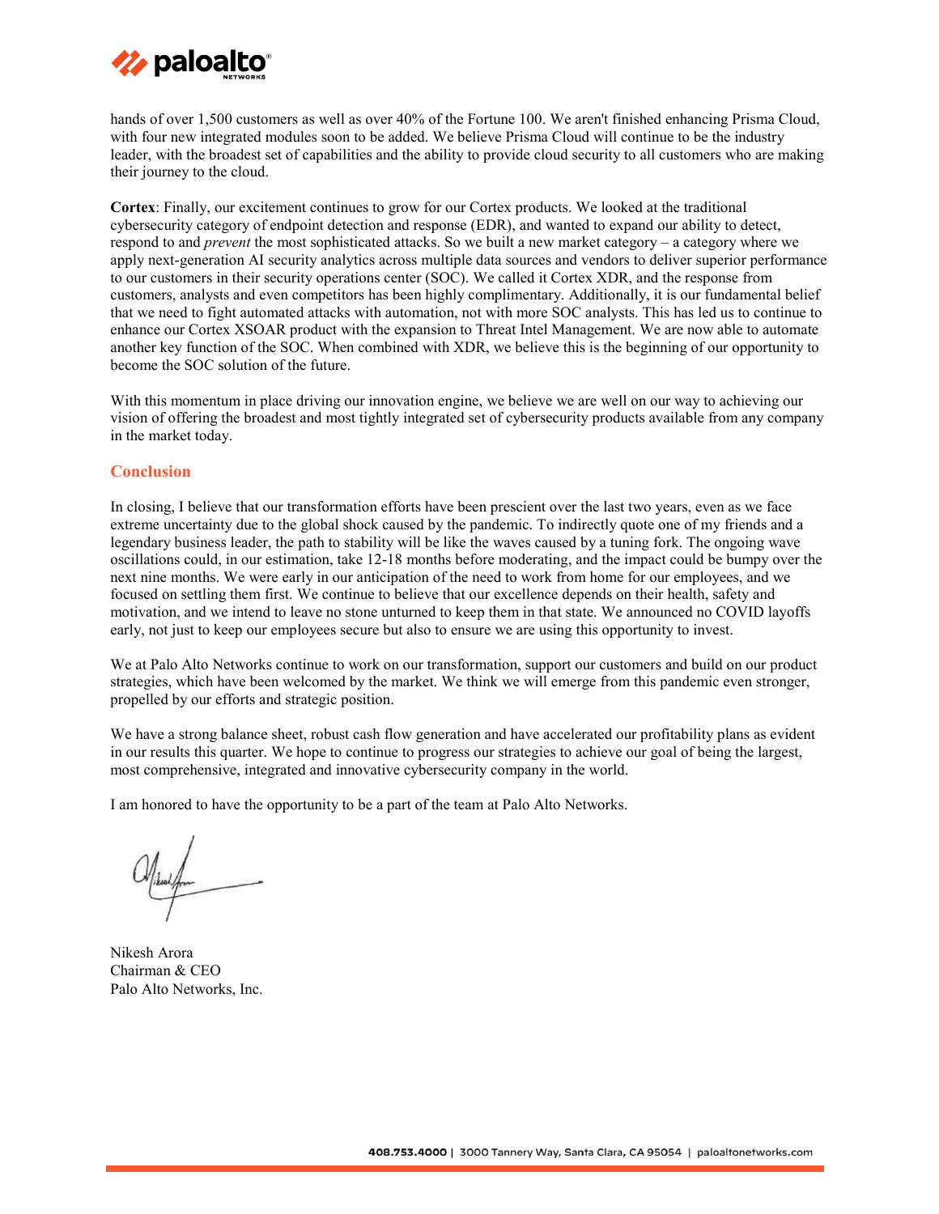hands of over 1,500 customers as well as over 40% of the Fortune 100. We aren't finished enhancing Prisma Cloud, with four new integrated modules soon to be added. We believe Prisma Cloud will continue to be the industry leader, with the broadest set of capabilities and the ability to provide cloud security to all customers who are making their journey to the cloud.

**Cortex**: Finally, our excitement continues to grow for our Cortex products. We looked at the traditional cybersecurity category of endpoint detection and response (EDR), and wanted to expand our ability to detect, respond to and *prevent* the most sophisticated attacks. So we built a new market category – a category where we apply next-generation AI security analytics across multiple data sources and vendors to deliver superior performance to our customers in their security operations center (SOC). We called it Cortex XDR, and the response from customers, analysts and even competitors has been highly complimentary. Additionally, it is our fundamental belief that we need to fight automated attacks with automation, not with more SOC analysts. This has led us to continue to enhance our Cortex XSOAR product with the expansion to Threat Intel Management. We are now able to automate another key function of the SOC. When combined with XDR, we believe this is the beginning of our opportunity to become the SOC solution of the future.

With this momentum in place driving our innovation engine, we believe we are well on our way to achieving our vision of offering the broadest and most tightly integrated set of cybersecurity products available from any company in the market today.

## Conclusion

In closing, I believe that our transformation efforts have been prescient over the last two years, even as we face extreme uncertainty due to the global shock caused by the pandemic. To indirectly quote one of my friends and a legendary business leader, the path to stability will be like the waves caused by a tuning fork. The ongoing wave oscillations could, in our estimation, take 12-18 months before moderating, and the impact could be bumpy over the next nine months. We were early in our anticipation of the need to work from home for our employees, and we focused on settling them first. We continue to believe that our excellence depends on their health, safety and motivation, and we intend to leave no stone unturned to keep them in that state. We announced no COVID layoffs early, not just to keep our employees secure but also to ensure we are using this opportunity to invest.

We at Palo Alto Networks continue to work on our transformation, support our customers and build on our product strategies, which have been welcomed by the market. We think we will emerge from this pandemic even stronger, propelled by our efforts and strategic position.

We have a strong balance sheet, robust cash flow generation and have accelerated our profitability plans as evident in our results this quarter. We hope to continue to progress our strategies to achieve our goal of being the largest, most comprehensive, integrated and innovative cybersecurity company in the world.

I am honored to have the opportunity to be a part of the team at Palo Alto Networks.

Nikesh Arora
Chairman & CEO
Palo Alto Networks, Inc.